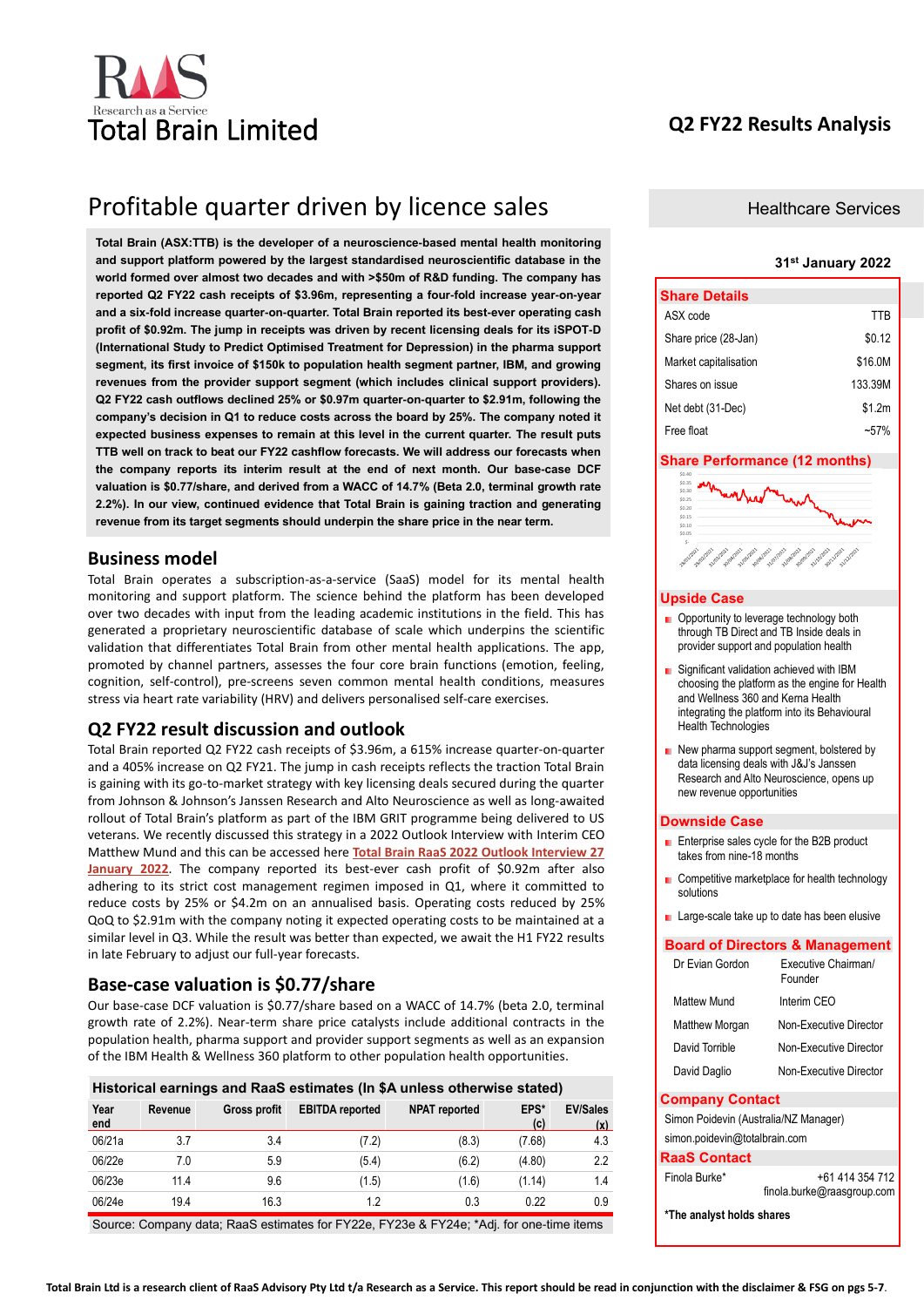# Total Brain Limited

## Q2 FY22 Results Analysis

# Profitable quarter driven by licence sales

Healthcare Services

31st January 2022

**Total Brain (ASX:TTB) is the developer of a neuroscience-based mental health monitoring and support platform powered by the largest standardised neuroscientific database in the world formed over almost two decades and with >$50m of R&D funding. The company has reported Q2 FY22 cash receipts of $3.96m, representing a four-fold increase year-on-year and a six-fold increase quarter-on-quarter. Total Brain reported its best-ever operating cash profit of $0.92m. The jump in receipts was driven by recent licensing deals for its iSPOT-D (International Study to Predict Optimised Treatment for Depression) in the pharma support segment, its first invoice of $150k to population health segment partner, IBM, and growing revenues from the provider support segment (which includes clinical support providers). Q2 FY22 cash outflows declined 25% or $0.97m quarter-on-quarter to $2.91m, following the company's decision in Q1 to reduce costs across the board by 25%. The company noted it expected business expenses to remain at this level in the current quarter. The result puts TTB well on track to beat our FY22 cashflow forecasts. We will address our forecasts when the company reports its interim result at the end of next month. Our base-case DCF valuation is $0.77/share, and derived from a WACC of 14.7% (Beta 2.0, terminal growth rate 2.2%). In our view, continued evidence that Total Brain is gaining traction and generating revenue from its target segments should underpin the share price in the near term.**

## Business model

Total Brain operates a subscription-as-a-service (SaaS) model for its mental health monitoring and support platform. The science behind the platform has been developed over two decades with input from the leading academic institutions in the field. This has generated a proprietary neuroscientific database of scale which underpins the scientific validation that differentiates Total Brain from other mental health applications. The app, promoted by channel partners, assesses the four core brain functions (emotion, feeling, cognition, self-control), pre-screens seven common mental health conditions, measures stress via heart rate variability (HRV) and delivers personalised self-care exercises.

## Q2 FY22 result discussion and outlook

Total Brain reported Q2 FY22 cash receipts of $3.96m, a 615% increase quarter-on-quarter and a 405% increase on Q2 FY21. The jump in cash receipts reflects the traction Total Brain is gaining with its go-to-market strategy with key licensing deals secured during the quarter from Johnson & Johnson's Janssen Research and Alto Neuroscience as well as long-awaited rollout of Total Brain's platform as part of the IBM GRIT programme being delivered to US veterans. We recently discussed this strategy in a 2022 Outlook Interview with Interim CEO Matthew Mund and this can be accessed here **Total Brain RaaS 2022 Outlook Interview 27 January 2022**. The company reported its best-ever cash profit of $0.92m after also adhering to its strict cost management regimen imposed in Q1, where it committed to reduce costs by 25% or $4.2m on an annualised basis. Operating costs reduced by 25% QoQ to $2.91m with the company noting it expected operating costs to be maintained at a similar level in Q3. While the result was better than expected, we await the H1 FY22 results in late February to adjust our full-year forecasts.

## Base-case valuation is $0.77/share

Our base-case DCF valuation is $0.77/share based on a WACC of 14.7% (beta 2.0, terminal growth rate of 2.2%). Near-term share price catalysts include additional contracts in the population health, pharma support and provider support segments as well as an expansion of the IBM Health & Wellness 360 platform to other population health opportunities.

**Historical earnings and RaaS estimates (In $A unless otherwise stated)**

| Year end | Revenue | Gross profit | EBITDA reported | NPAT reported | EPS* (c) | EV/Sales (x) |
|---|---|---|---|---|---|---|
| 06/21a | 3.7 | 3.4 | (7.2) | (8.3) | (7.68) | 4.3 |
| 06/22e | 7.0 | 5.9 | (5.4) | (6.2) | (4.80) | 2.2 |
| 06/23e | 11.4 | 9.6 | (1.5) | (1.6) | (1.14) | 1.4 |
| 06/24e | 19.4 | 16.3 | 1.2 | 0.3 | 0.22 | 0.9 |

Source: Company data; RaaS estimates for FY22e, FY23e & FY24e; *Adj. for one-time items

### Share Details

| | |
|---|---|
| ASX code | TTB |
| Share price (28-Jan) | $0.12 |
| Market capitalisation | $16.0M |
| Shares on issue | 133.39M |
| Net debt (31-Dec) | $1.2m |
| Free float | ~57% |

### Share Performance (12 months)

### Upside Case

- Opportunity to leverage technology both through TB Direct and TB Inside deals in provider support and population health
- Significant validation achieved with IBM choosing the platform as the engine for Health and Wellness 360 and Kema Health integrating the platform into its Behavioural Health Technologies
- New pharma support segment, bolstered by data licensing deals with J&J's Janssen Research and Alto Neuroscience, opens up new revenue opportunities

### Downside Case

- Enterprise sales cycle for the B2B product takes from nine-18 months
- Competitive marketplace for health technology solutions
- Large-scale take up to date has been elusive

### Board of Directors & Management

| | |
|---|---|
| Dr Evian Gordon | Executive Chairman/ Founder |
| Mattew Mund | Interim CEO |
| Matthew Morgan | Non-Executive Director |
| David Torrible | Non-Executive Director |
| David Daglio | Non-Executive Director |

### Company Contact

Simon Poidevin (Australia/NZ Manager)
simon.poidevin@totalbrain.com

### RaaS Contact

Finola Burke* +61 414 354 712
finola.burke@raasgroup.com

**\*The analyst holds shares**

**Total Brain Ltd is a research client of RaaS Advisory Pty Ltd t/a Research as a Service. This report should be read in conjunction with the disclaimer & FSG on pgs 5-7.**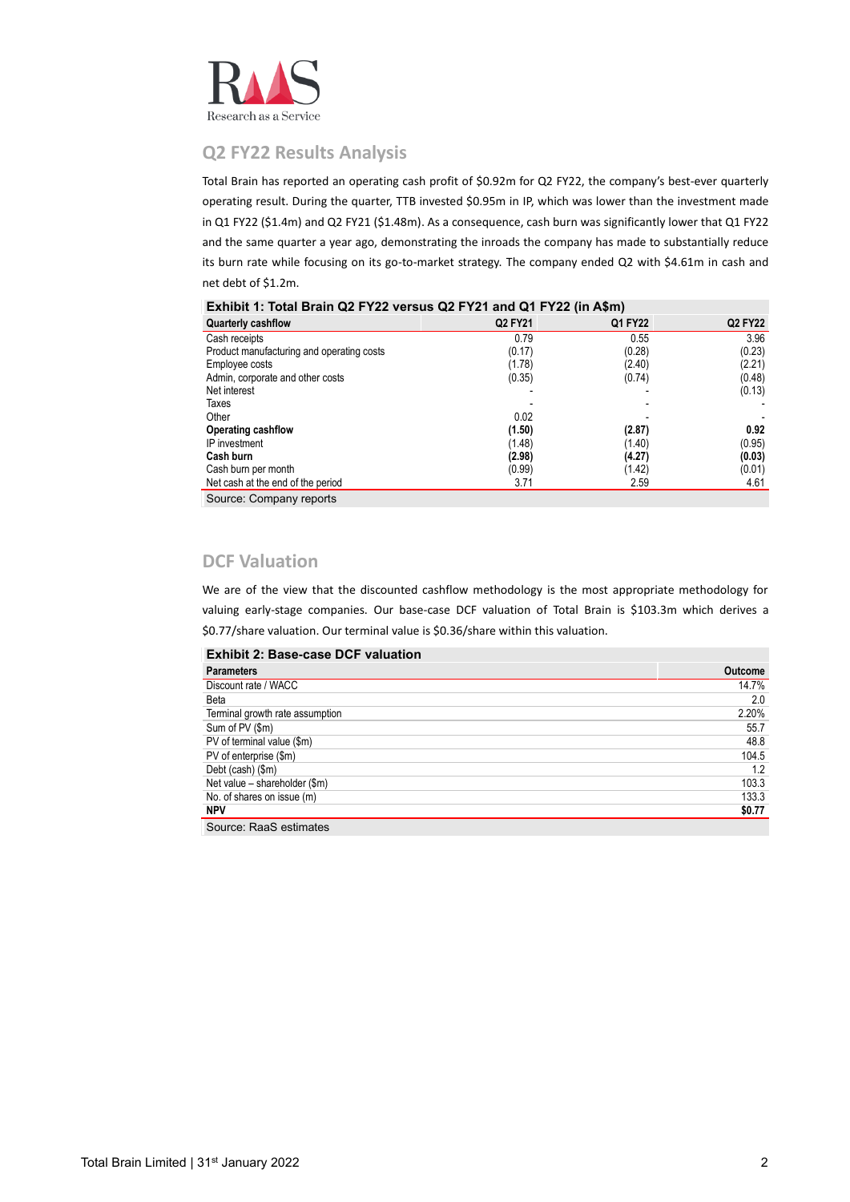## Q2 FY22 Results Analysis

Total Brain has reported an operating cash profit of $0.92m for Q2 FY22, the company's best-ever quarterly operating result. During the quarter, TTB invested $0.95m in IP, which was lower than the investment made in Q1 FY22 ($1.4m) and Q2 FY21 ($1.48m). As a consequence, cash burn was significantly lower that Q1 FY22 and the same quarter a year ago, demonstrating the inroads the company has made to substantially reduce its burn rate while focusing on its go-to-market strategy. The company ended Q2 with $4.61m in cash and net debt of $1.2m.

**Exhibit 1: Total Brain Q2 FY22 versus Q2 FY21 and Q1 FY22 (in A$m)**

| Quarterly cashflow | Q2 FY21 | Q1 FY22 | Q2 FY22 |
|---|---|---|---|
| Cash receipts | 0.79 | 0.55 | 3.96 |
| Product manufacturing and operating costs | (0.17) | (0.28) | (0.23) |
| Employee costs | (1.78) | (2.40) | (2.21) |
| Admin, corporate and other costs | (0.35) | (0.74) | (0.48) |
| Net interest | - | - | (0.13) |
| Taxes | - | - | - |
| Other | 0.02 | - | - |
| **Operating cashflow** | **(1.50)** | **(2.87)** | **0.92** |
| IP investment | (1.48) | (1.40) | (0.95) |
| **Cash burn** | **(2.98)** | **(4.27)** | **(0.03)** |
| Cash burn per month | (0.99) | (1.42) | (0.01) |
| Net cash at the end of the period | 3.71 | 2.59 | 4.61 |

Source: Company reports

## DCF Valuation

We are of the view that the discounted cashflow methodology is the most appropriate methodology for valuing early-stage companies. Our base-case DCF valuation of Total Brain is $103.3m which derives a $0.77/share valuation. Our terminal value is $0.36/share within this valuation.

**Exhibit 2: Base-case DCF valuation**

| Parameters | Outcome |
|---|---|
| Discount rate / WACC | 14.7% |
| Beta | 2.0 |
| Terminal growth rate assumption | 2.20% |
| Sum of PV ($m) | 55.7 |
| PV of terminal value ($m) | 48.8 |
| PV of enterprise ($m) | 104.5 |
| Debt (cash) ($m) | 1.2 |
| Net value – shareholder ($m) | 103.3 |
| No. of shares on issue (m) | 133.3 |
| **NPV** | **$0.77** |

Source: RaaS estimates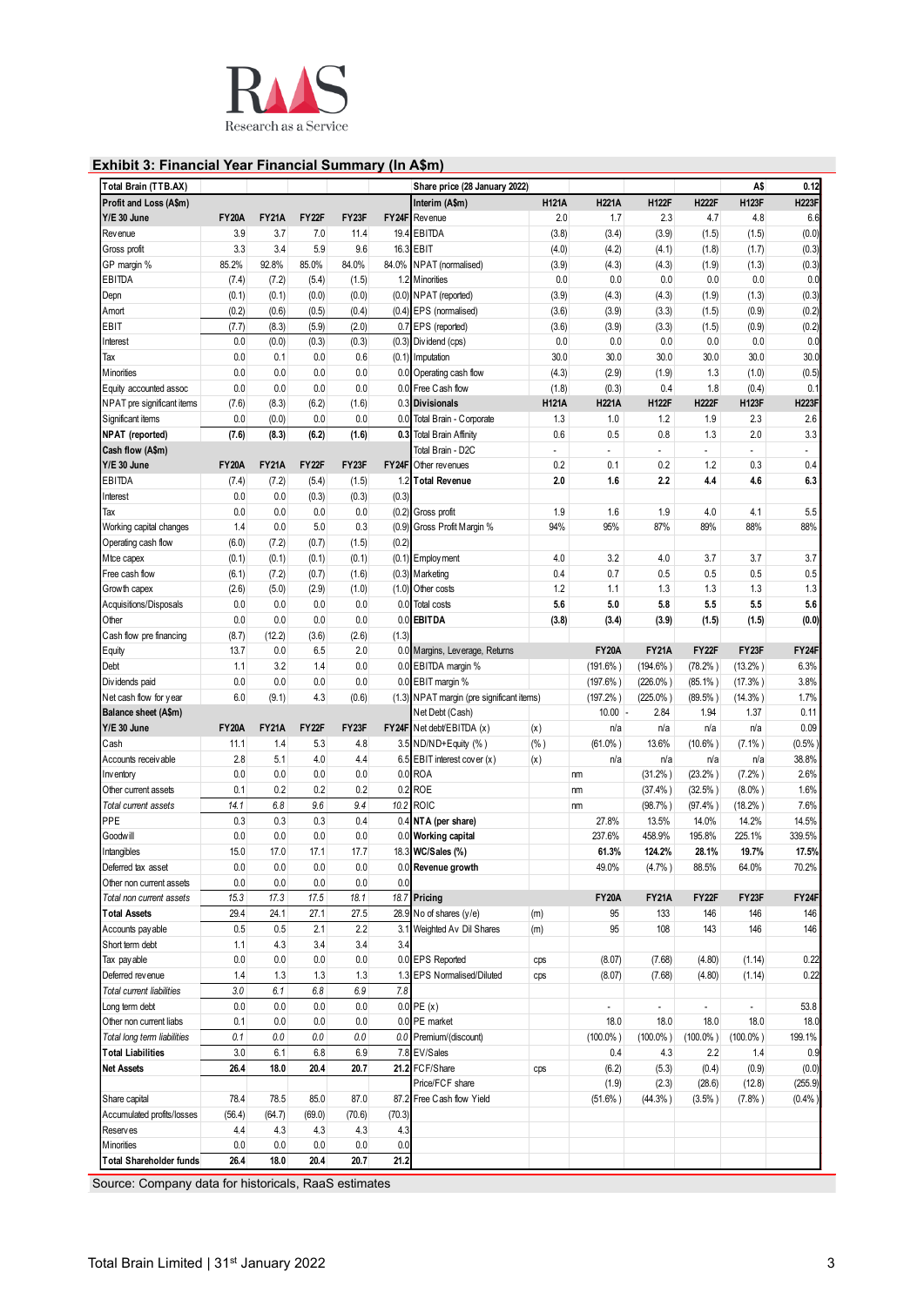## Exhibit 3: Financial Year Financial Summary (In A$m)

| Total Brain (TTB.AX) | | | | | | Share price (28 January 2022) | | | | | A$ | 0.12 |
|---|---|---|---|---|---|---|---|---|---|---|---|---|
| **Profit and Loss (A$m)** | | | | | | **Interim (A$m)** | **H121A** | **H221A** | **H122F** | **H222F** | **H123F** | **H223F** |
| **Y/E 30 June** | **FY20A** | **FY21A** | **FY22F** | **FY23F** | **FY24F** | Revenue | 2.0 | 1.7 | 2.3 | 4.7 | 4.8 | 6.6 |
| Revenue | 3.9 | 3.7 | 7.0 | 11.4 | 19.4 | EBITDA | (3.8) | (3.4) | (3.9) | (1.5) | (1.5) | (0.0) |
| Gross profit | 3.3 | 3.4 | 5.9 | 9.6 | 16.3 | EBIT | (4.0) | (4.2) | (4.1) | (1.8) | (1.7) | (0.3) |
| GP margin % | 85.2% | 92.8% | 85.0% | 84.0% | 84.0% | NPAT (normalised) | (3.9) | (4.3) | (4.3) | (1.9) | (1.3) | (0.3) |
| EBITDA | (7.4) | (7.2) | (5.4) | (1.5) | 1.2 | Minorities | 0.0 | 0.0 | 0.0 | 0.0 | 0.0 | 0.0 |
| Depn | (0.1) | (0.1) | (0.0) | (0.0) | (0.0) | NPAT (reported) | (3.9) | (4.3) | (4.3) | (1.9) | (1.3) | (0.3) |
| Amort | (0.2) | (0.6) | (0.5) | (0.4) | (0.4) | EPS (normalised) | (3.6) | (3.9) | (3.3) | (1.5) | (0.9) | (0.2) |
| EBIT | (7.7) | (8.3) | (5.9) | (2.0) | 0.7 | EPS (reported) | (3.6) | (3.9) | (3.3) | (1.5) | (0.9) | (0.2) |
| Interest | 0.0 | (0.0) | (0.3) | (0.3) | (0.3) | Dividend (cps) | 0.0 | 0.0 | 0.0 | 0.0 | 0.0 | 0.0 |
| Tax | 0.0 | 0.1 | 0.0 | 0.6 | (0.1) | Imputation | 30.0 | 30.0 | 30.0 | 30.0 | 30.0 | 30.0 |
| Minorities | 0.0 | 0.0 | 0.0 | 0.0 | 0.0 | Operating cash flow | (4.3) | (2.9) | (1.9) | 1.3 | (1.0) | (0.5) |
| Equity accounted assoc | 0.0 | 0.0 | 0.0 | 0.0 | 0.0 | Free Cash flow | (1.8) | (0.3) | 0.4 | 1.8 | (0.4) | 0.1 |
| NPAT pre significant items | (7.6) | (8.3) | (6.2) | (1.6) | 0.3 | **Divisionals** | **H121A** | **H221A** | **H122F** | **H222F** | **H123F** | **H223F** |
| Significant items | 0.0 | (0.0) | 0.0 | 0.0 | 0.0 | Total Brain - Corporate | 1.3 | 1.0 | 1.2 | 1.9 | 2.3 | 2.6 |
| **NPAT (reported)** | **(7.6)** | **(8.3)** | **(6.2)** | **(1.6)** | **0.3** | Total Brain Affinity | 0.6 | 0.5 | 0.8 | 1.3 | 2.0 | 3.3 |
| **Cash flow (A$m)** | | | | | | Total Brain - D2C | - | - | - | - | - | - |
| **Y/E 30 June** | **FY20A** | **FY21A** | **FY22F** | **FY23F** | **FY24F** | Other revenues | 0.2 | 0.1 | 0.2 | 1.2 | 0.3 | 0.4 |
| EBITDA | (7.4) | (7.2) | (5.4) | (1.5) | 1.2 | **Total Revenue** | **2.0** | **1.6** | **2.2** | **4.4** | **4.6** | **6.3** |
| Interest | 0.0 | 0.0 | (0.3) | (0.3) | (0.3) | | | | | | | |
| Tax | 0.0 | 0.0 | 0.0 | 0.0 | (0.2) | Gross profit | 1.9 | 1.6 | 1.9 | 4.0 | 4.1 | 5.5 |
| Working capital changes | 1.4 | 0.0 | 5.0 | 0.3 | (0.9) | Gross Profit Margin % | 94% | 95% | 87% | 89% | 88% | 88% |
| Operating cash flow | (6.0) | (7.2) | (0.7) | (1.5) | (0.2) | | | | | | | |
| Mtce capex | (0.1) | (0.1) | (0.1) | (0.1) | (0.1) | Employment | 4.0 | 3.2 | 4.0 | 3.7 | 3.7 | 3.7 |
| Free cash flow | (6.1) | (7.2) | (0.7) | (1.6) | (0.3) | Marketing | 0.4 | 0.7 | 0.5 | 0.5 | 0.5 | 0.5 |
| Growth capex | (2.6) | (5.0) | (2.9) | (1.0) | (1.0) | Other costs | 1.2 | 1.1 | 1.3 | 1.3 | 1.3 | 1.3 |
| Acquisitions/Disposals | 0.0 | 0.0 | 0.0 | 0.0 | 0.0 | Total costs | 5.6 | 5.0 | 5.8 | 5.5 | 5.5 | 5.6 |
| Other | 0.0 | 0.0 | 0.0 | 0.0 | 0.0 | **EBITDA** | **(3.8)** | **(3.4)** | **(3.9)** | **(1.5)** | **(1.5)** | **(0.0)** |
| Cash flow pre financing | (8.7) | (12.2) | (3.6) | (2.6) | (1.3) | | | | | | | |
| Equity | 13.7 | 0.0 | 6.5 | 2.0 | 0.0 | Margins, Leverage, Returns | | **FY20A** | **FY21A** | **FY22F** | **FY23F** | **FY24F** |
| Debt | 1.1 | 3.2 | 1.4 | 0.0 | 0.0 | EBITDA margin % | | (191.6%) | (194.6%) | (78.2%) | (13.2%) | 6.3% |
| Dividends paid | 0.0 | 0.0 | 0.0 | 0.0 | 0.0 | EBIT margin % | | (197.6%) | (226.0%) | (85.1%) | (17.3%) | 3.8% |
| Net cash flow for year | 6.0 | (9.1) | 4.3 | (0.6) | (1.3) | NPAT margin (pre significant items) | | (197.2%) | (225.0%) | (89.5%) | (14.3%) | 1.7% |
| **Balance sheet (A$m)** | | | | | | Net Debt (Cash) | | 10.00 - | 2.84 | 1.94 | 1.37 | 0.11 |
| **Y/E 30 June** | **FY20A** | **FY21A** | **FY22F** | **FY23F** | **FY24F** | Net debt/EBITDA (x) | (x) | n/a | n/a | n/a | n/a | 0.09 |
| Cash | 11.1 | 1.4 | 5.3 | 4.8 | 3.5 | ND/ND+Equity (%) | (%) | (61.0%) | 13.6% | (10.6%) | (7.1%) | (0.5%) |
| Accounts receivable | 2.8 | 5.1 | 4.0 | 4.4 | 6.5 | EBIT interest cover (x) | (x) | n/a | n/a | n/a | n/a | 38.8% |
| Inventory | 0.0 | 0.0 | 0.0 | 0.0 | 0.0 | ROA | nm | | (31.2%) | (23.2%) | (7.2%) | 2.6% |
| Other current assets | 0.1 | 0.2 | 0.2 | 0.2 | 0.2 | ROE | nm | | (37.4%) | (32.5%) | (8.0%) | 1.6% |
| *Total current assets* | *14.1* | *6.8* | *9.6* | *9.4* | *10.2* | ROIC | nm | | (98.7%) | (97.4%) | (18.2%) | 7.6% |
| PPE | 0.3 | 0.3 | 0.3 | 0.4 | 0.4 | **NTA (per share)** | | 27.8% | 13.5% | 14.0% | 14.2% | 14.5% |
| Goodwill | 0.0 | 0.0 | 0.0 | 0.0 | 0.0 | **Working capital** | | 237.6% | 458.9% | 195.8% | 225.1% | 339.5% |
| Intangibles | 15.0 | 17.0 | 17.1 | 17.7 | 18.3 | **WC/Sales (%)** | | **61.3%** | **124.2%** | **28.1%** | **19.7%** | **17.5%** |
| Deferred tax asset | 0.0 | 0.0 | 0.0 | 0.0 | 0.0 | **Revenue growth** | | 49.0% | (4.7%) | 88.5% | 64.0% | 70.2% |
| Other non current assets | 0.0 | 0.0 | 0.0 | 0.0 | 0.0 | | | | | | | |
| *Total non current assets* | *15.3* | *17.3* | *17.5* | *18.1* | *18.7* | **Pricing** | | **FY20A** | **FY21A** | **FY22F** | **FY23F** | **FY24F** |
| **Total Assets** | **29.4** | **24.1** | **27.1** | **27.5** | **28.9** | No of shares (y/e) | (m) | 95 | 133 | 146 | 146 | 146 |
| Accounts payable | 0.5 | 0.5 | 2.1 | 2.2 | 3.1 | Weighted Av Dil Shares | (m) | 95 | 108 | 143 | 146 | 146 |
| Short term debt | 1.1 | 4.3 | 3.4 | 3.4 | 3.4 | | | | | | | |
| Tax payable | 0.0 | 0.0 | 0.0 | 0.0 | 0.0 | EPS Reported | cps | (8.07) | (7.68) | (4.80) | (1.14) | 0.22 |
| Deferred revenue | 1.4 | 1.3 | 1.3 | 1.3 | 1.3 | EPS Normalised/Diluted | cps | (8.07) | (7.68) | (4.80) | (1.14) | 0.22 |
| *Total current liabilities* | *3.0* | *6.1* | *6.8* | *6.9* | *7.8* | | | | | | | |
| Long term debt | 0.0 | 0.0 | 0.0 | 0.0 | 0.0 | PE (x) | | - | - | - | - | 53.8 |
| Other non current liabs | 0.1 | 0.0 | 0.0 | 0.0 | 0.0 | PE market | | 18.0 | 18.0 | 18.0 | 18.0 | 18.0 |
| *Total long term liabilities* | *0.1* | *0.0* | *0.0* | *0.0* | *0.0* | Premium/(discount) | | (100.0%) | (100.0%) | (100.0%) | (100.0%) | 199.1% |
| **Total Liabilities** | **3.0** | **6.1** | **6.8** | **6.9** | **7.8** | EV/Sales | | 0.4 | 4.3 | 2.2 | 1.4 | 0.9 |
| **Net Assets** | **26.4** | **18.0** | **20.4** | **20.7** | **21.2** | FCF/Share | cps | (6.2) | (5.3) | (0.4) | (0.9) | (0.0) |
| | | | | | | Price/FCF share | | (1.9) | (2.3) | (28.6) | (12.8) | (255.9) |
| Share capital | 78.4 | 78.5 | 85.0 | 87.0 | 87.2 | Free Cash flow Yield | | (51.6%) | (44.3%) | (3.5%) | (7.8%) | (0.4%) |
| Accumulated profits/losses | (56.4) | (64.7) | (69.0) | (70.6) | (70.3) | | | | | | | |
| Reserves | 4.4 | 4.3 | 4.3 | 4.3 | 4.3 | | | | | | | |
| Minorities | 0.0 | 0.0 | 0.0 | 0.0 | 0.0 | | | | | | | |
| **Total Shareholder funds** | **26.4** | **18.0** | **20.4** | **20.7** | **21.2** | | | | | | | |

Source: Company data for historicals, RaaS estimates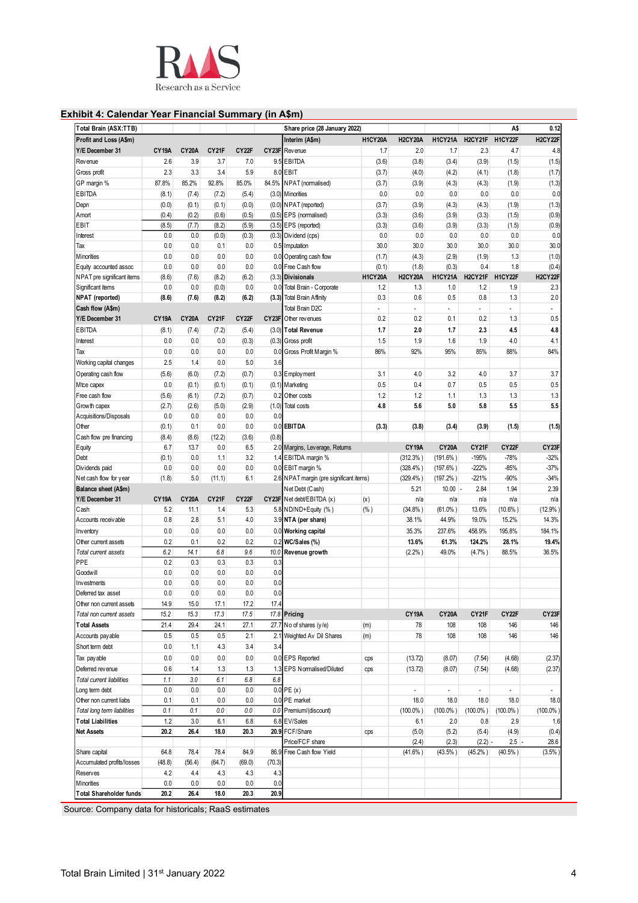## Exhibit 4: Calendar Year Financial Summary (in A$m)

| Total Brain (ASX:TTB) | | | | | | Share price (28 January 2022) | | | | | | A$ | 0.12 |
|---|---|---|---|---|---|---|---|---|---|---|---|---|---|
| **Profit and Loss (A$m)** | | | | | | **Interim (A$m)** | | **H1CY20A** | **H2CY20A** | **H1CY21A** | **H2CY21F** | **H1CY22F** | **H2CY22F** |
| **Y/E December 31** | **CY19A** | **CY20A** | **CY21F** | **CY22F** | **CY23F** | Revenue | | 1.7 | 2.0 | 1.7 | 2.3 | 4.7 | 4.8 |
| Revenue | 2.6 | 3.9 | 3.7 | 7.0 | 9.5 | EBITDA | | (3.6) | (3.8) | (3.4) | (3.9) | (1.5) | (1.5) |
| Gross profit | 2.3 | 3.3 | 3.4 | 5.9 | 8.0 | EBIT | | (3.7) | (4.0) | (4.2) | (4.1) | (1.8) | (1.7) |
| GP margin % | 87.8% | 85.2% | 92.8% | 85.0% | 84.5% | NPAT (normalised) | | (3.7) | (3.9) | (4.3) | (4.3) | (1.9) | (1.3) |
| EBITDA | (8.1) | (7.4) | (7.2) | (5.4) | (3.0) | Minorities | | 0.0 | 0.0 | 0.0 | 0.0 | 0.0 | 0.0 |
| Depn | (0.0) | (0.1) | (0.1) | (0.0) | (0.0) | NPAT (reported) | | (3.7) | (3.9) | (4.3) | (4.3) | (1.9) | (1.3) |
| Amort | (0.4) | (0.2) | (0.6) | (0.5) | (0.5) | EPS (normalised) | | (3.3) | (3.6) | (3.9) | (3.3) | (1.5) | (0.9) |
| EBIT | (8.5) | (7.7) | (8.2) | (5.9) | (3.5) | EPS (reported) | | (3.3) | (3.6) | (3.9) | (3.3) | (1.5) | (0.9) |
| Interest | 0.0 | 0.0 | (0.0) | (0.3) | (0.3) | Dividend (cps) | | 0.0 | 0.0 | 0.0 | 0.0 | 0.0 | 0.0 |
| Tax | 0.0 | 0.0 | 0.1 | 0.0 | 0.5 | Imputation | | 30.0 | 30.0 | 30.0 | 30.0 | 30.0 | 30.0 |
| Minorities | 0.0 | 0.0 | 0.0 | 0.0 | 0.0 | Operating cash flow | | (1.7) | (4.3) | (2.9) | (1.9) | 1.3 | (1.0) |
| Equity accounted assoc | 0.0 | 0.0 | 0.0 | 0.0 | 0.0 | Free Cash flow | | (0.1) | (1.8) | (0.3) | 0.4 | 1.8 | (0.4) |
| NPAT pre significant items | (8.6) | (7.6) | (8.2) | (6.2) | (3.3) | **Divisionals** | | **H1CY20A** | **H2CY20A** | **H1CY21A** | **H2CY21F** | **H1CY22F** | **H2CY22F** |
| Significant items | 0.0 | 0.0 | (0.0) | 0.0 | 0.0 | Total Brain - Corporate | | 1.2 | 1.3 | 1.0 | 1.2 | 1.9 | 2.3 |
| **NPAT (reported)** | **(8.6)** | **(7.6)** | **(8.2)** | **(6.2)** | **(3.3)** | Total Brain Affinity | | 0.3 | 0.6 | 0.5 | 0.8 | 1.3 | 2.0 |
| **Cash flow (A$m)** | | | | | | Total Brain D2C | | - | - | - | - | - | - |
| **Y/E December 31** | **CY19A** | **CY20A** | **CY21F** | **CY22F** | **CY23F** | Other revenues | | 0.2 | 0.2 | 0.1 | 0.2 | 1.3 | 0.5 |
| EBITDA | (8.1) | (7.4) | (7.2) | (5.4) | (3.0) | **Total Revenue** | | **1.7** | **2.0** | **1.7** | **2.3** | **4.5** | **4.8** |
| Interest | 0.0 | 0.0 | 0.0 | (0.3) | (0.3) | Gross profit | | 1.5 | 1.9 | 1.6 | 1.9 | 4.0 | 4.1 |
| Tax | 0.0 | 0.0 | 0.0 | 0.0 | 0.0 | Gross Profit Margin % | | 86% | 92% | 95% | 85% | 88% | 84% |
| Working capital changes | 2.5 | 1.4 | 0.0 | 5.0 | 3.6 | | | | | | | | |
| Operating cash flow | (5.6) | (6.0) | (7.2) | (0.7) | 0.3 | Employment | | 3.1 | 4.0 | 3.2 | 4.0 | 3.7 | 3.7 |
| Mtce capex | 0.0 | (0.1) | (0.1) | (0.1) | (0.1) | Marketing | | 0.5 | 0.4 | 0.7 | 0.5 | 0.5 | 0.5 |
| Free cash flow | (5.6) | (6.1) | (7.2) | (0.7) | 0.2 | Other costs | | 1.2 | 1.2 | 1.1 | 1.3 | 1.3 | 1.3 |
| Growth capex | (2.7) | (2.6) | (5.0) | (2.9) | (1.0) | Total costs | | **4.8** | **5.6** | **5.0** | **5.8** | **5.5** | **5.5** |
| Acquisitions/Disposals | 0.0 | 0.0 | 0.0 | 0.0 | 0.0 | | | | | | | | |
| Other | (0.1) | 0.1 | 0.0 | 0.0 | 0.0 | **EBITDA** | | **(3.3)** | **(3.8)** | **(3.4)** | **(3.9)** | **(1.5)** | **(1.5)** |
| Cash flow pre financing | (8.4) | (8.6) | (12.2) | (3.6) | (0.8) | | | | | | | | |
| Equity | 6.7 | 13.7 | 0.0 | 6.5 | 2.0 | Margins, Leverage, Returns | | | **CY19A** | **CY20A** | **CY21F** | **CY22F** | **CY23F** |
| Debt | (0.1) | 0.0 | 1.1 | 3.2 | 1.4 | EBITDA margin % | | | (312.3%) | (191.6%) | -195% | -78% | -32% |
| Dividends paid | 0.0 | 0.0 | 0.0 | 0.0 | 0.0 | EBIT margin % | | | (328.4%) | (197.6%) | -222% | -85% | -37% |
| Net cash flow for year | (1.8) | 5.0 | (11.1) | 6.1 | 2.6 | NPAT margin (pre significant items) | | | (329.4%) | (197.2%) | -221% | -90% | -34% |
| **Balance sheet (A$m)** | | | | | | Net Debt (Cash) | | | 5.21 | 10.00 - | 2.84 | 1.94 | 2.39 |
| **Y/E December 31** | **CY19A** | **CY20A** | **CY21F** | **CY22F** | **CY23F** | Net debt/EBITDA (x) | (x) | | n/a | n/a | n/a | n/a | n/a |
| Cash | 5.2 | 11.1 | 1.4 | 5.3 | 5.8 | ND/ND+Equity (%) | (%) | | (34.8%) | (61.0%) | 13.6% | (10.6%) | (12.9%) |
| Accounts receivable | 0.8 | 2.8 | 5.1 | 4.0 | 3.9 | **NTA (per share)** | | | 38.1% | 44.9% | 19.0% | 15.2% | 14.3% |
| Inventory | 0.0 | 0.0 | 0.0 | 0.0 | 0.0 | **Working capital** | | | 35.3% | 237.6% | 458.9% | 195.8% | 184.1% |
| Other current assets | 0.2 | 0.1 | 0.2 | 0.2 | 0.2 | **WC/Sales (%)** | | | **13.6%** | **61.3%** | **124.2%** | **28.1%** | **19.4%** |
| *Total current assets* | *6.2* | *14.1* | *6.8* | *9.6* | *10.0* | **Revenue growth** | | | (2.2%) | 49.0% | (4.7%) | 88.5% | 36.5% |
| PPE | 0.2 | 0.3 | 0.3 | 0.3 | 0.3 | | | | | | | | |
| Goodwill | 0.0 | 0.0 | 0.0 | 0.0 | 0.0 | | | | | | | | |
| Investments | 0.0 | 0.0 | 0.0 | 0.0 | 0.0 | | | | | | | | |
| Deferred tax asset | 0.0 | 0.0 | 0.0 | 0.0 | 0.0 | | | | | | | | |
| Other non current assets | 14.9 | 15.0 | 17.1 | 17.2 | 17.4 | | | | | | | | |
| *Total non current assets* | *15.2* | *15.3* | *17.3* | *17.5* | *17.8* | **Pricing** | | | **CY19A** | **CY20A** | **CY21F** | **CY22F** | **CY23F** |
| **Total Assets** | 21.4 | 29.4 | 24.1 | 27.1 | 27.7 | No of shares (y/e) | (m) | | 78 | 108 | 108 | 146 | 146 |
| Accounts payable | 0.5 | 0.5 | 0.5 | 2.1 | 2.1 | Weighted Av Dil Shares | (m) | | 78 | 108 | 108 | 146 | 146 |
| Short term debt | 0.0 | 1.1 | 4.3 | 3.4 | 3.4 | | | | | | | | |
| Tax payable | 0.0 | 0.0 | 0.0 | 0.0 | 0.0 | EPS Reported | cps | | (13.72) | (8.07) | (7.54) | (4.68) | (2.37) |
| Deferred revenue | 0.6 | 1.4 | 1.3 | 1.3 | 1.3 | EPS Normalised/Diluted | cps | | (13.72) | (8.07) | (7.54) | (4.68) | (2.37) |
| *Total current liabilities* | *1.1* | *3.0* | *6.1* | *6.8* | *6.8* | | | | | | | | |
| Long term debt | 0.0 | 0.0 | 0.0 | 0.0 | 0.0 | PE (x) | | | - | - | - | - | - |
| Other non current liabs | 0.1 | 0.1 | 0.0 | 0.0 | 0.0 | PE market | | | 18.0 | 18.0 | 18.0 | 18.0 | 18.0 |
| *Total long term liabilities* | *0.1* | *0.1* | *0.0* | *0.0* | *0.0* | Premium/(discount) | | | (100.0%) | (100.0%) | (100.0%) | (100.0%) | (100.0%) |
| **Total Liabilities** | 1.2 | 3.0 | 6.1 | 6.8 | 6.8 | EV/Sales | | | 6.1 | 2.0 | 0.8 | 2.9 | 1.6 |
| **Net Assets** | **20.2** | **26.4** | **18.0** | **20.3** | **20.9** | FCF/Share | cps | | (5.0) | (5.2) | (5.4) | (4.9) | (0.4) |
| | | | | | | Price/FCF share | | | (2.4) | (2.3) | (2.2) - | 2.5 - | 28.6 |
| Share capital | 64.8 | 78.4 | 78.4 | 84.9 | 86.9 | Free Cash flow Yield | | | (41.6%) | (43.5%) | (45.2%) | (40.5%) | (3.5%) |
| Accumulated profits/losses | (48.8) | (56.4) | (64.7) | (69.0) | (70.3) | | | | | | | | |
| Reserves | 4.2 | 4.4 | 4.3 | 4.3 | 4.3 | | | | | | | | |
| Minorities | 0.0 | 0.0 | 0.0 | 0.0 | 0.0 | | | | | | | | |
| **Total Shareholder funds** | **20.2** | **26.4** | **18.0** | **20.3** | **20.9** | | | | | | | | |

Source: Company data for historicals; RaaS estimates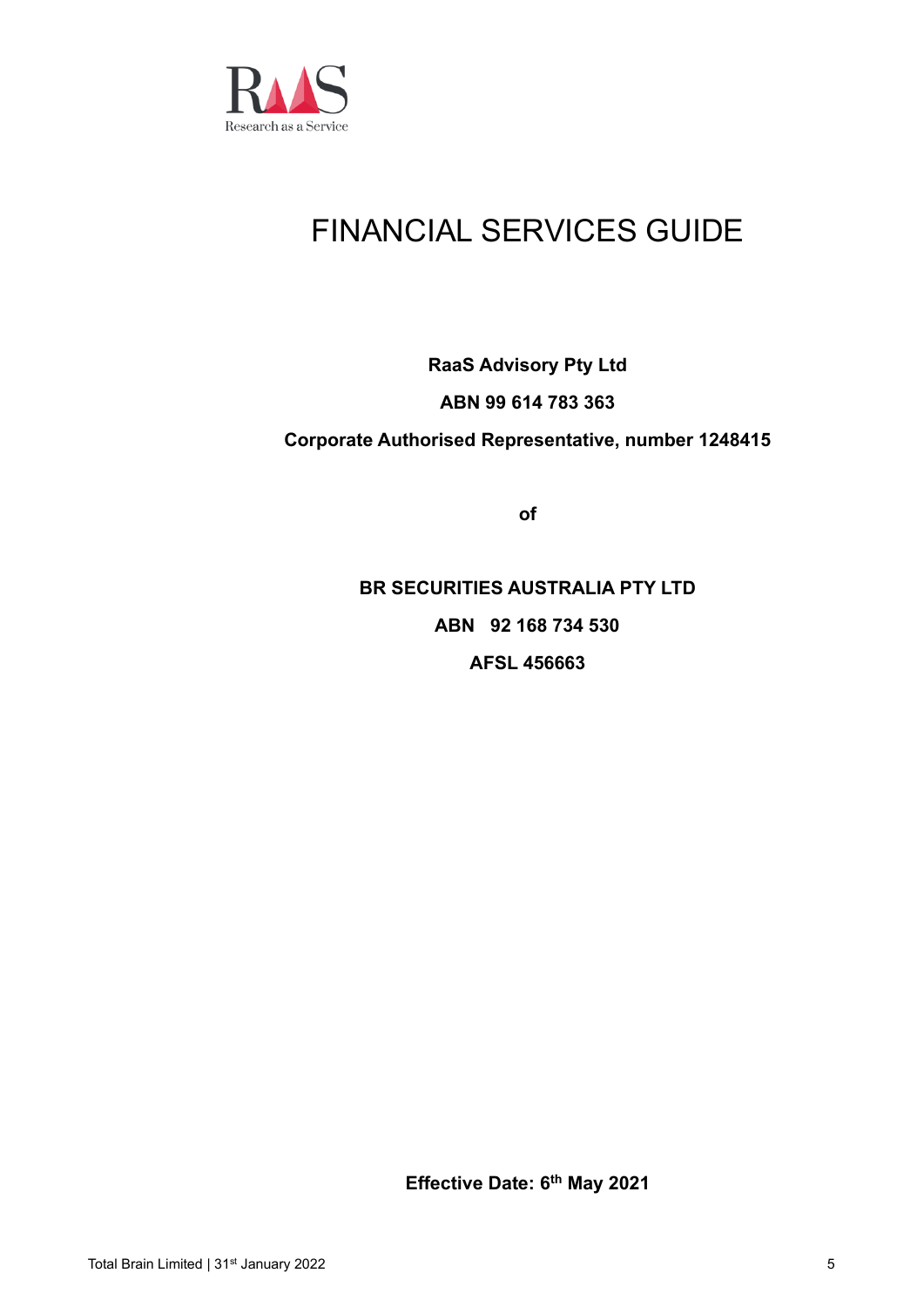# FINANCIAL SERVICES GUIDE

**RaaS Advisory Pty Ltd**

**ABN 99 614 783 363**

**Corporate Authorised Representative, number 1248415**

**of**

**BR SECURITIES AUSTRALIA PTY LTD**

**ABN 92 168 734 530**

**AFSL 456663**

**Effective Date: 6th May 2021**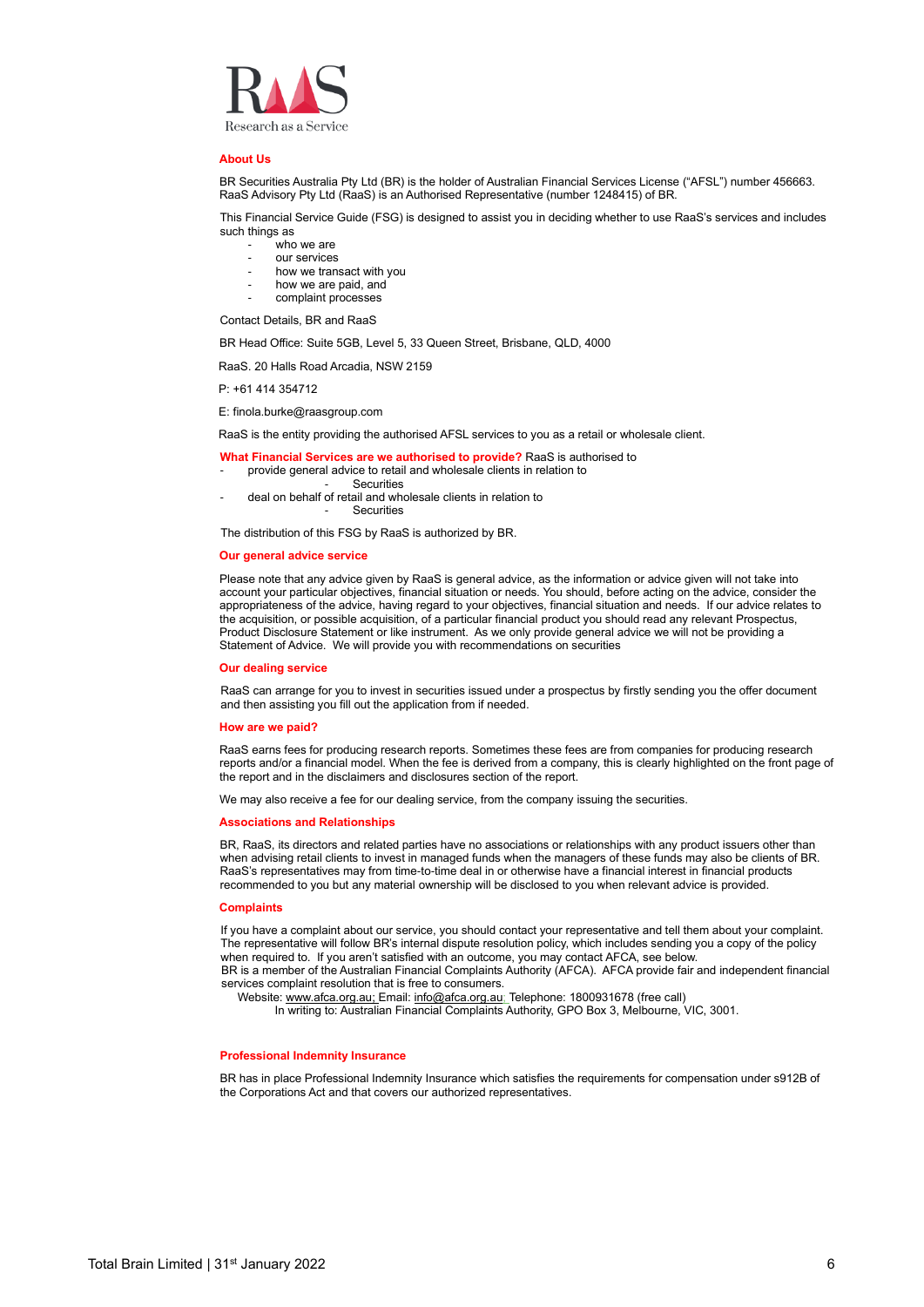RaaS

Research as a Service

## About Us

BR Securities Australia Pty Ltd (BR) is the holder of Australian Financial Services License ("AFSL") number 456663. RaaS Advisory Pty Ltd (RaaS) is an Authorised Representative (number 1248415) of BR.

This Financial Service Guide (FSG) is designed to assist you in deciding whether to use RaaS's services and includes such things as

- who we are
- our services
- how we transact with you
- how we are paid, and
- complaint processes

Contact Details, BR and RaaS

BR Head Office: Suite 5GB, Level 5, 33 Queen Street, Brisbane, QLD, 4000

RaaS. 20 Halls Road Arcadia, NSW 2159

P: +61 414 354712

E: finola.burke@raasgroup.com

RaaS is the entity providing the authorised AFSL services to you as a retail or wholesale client.

**What Financial Services are we authorised to provide?** RaaS is authorised to

- provide general advice to retail and wholesale clients in relation to
  - Securities
- deal on behalf of retail and wholesale clients in relation to
  - Securities

The distribution of this FSG by RaaS is authorized by BR.

## Our general advice service

Please note that any advice given by RaaS is general advice, as the information or advice given will not take into account your particular objectives, financial situation or needs. You should, before acting on the advice, consider the appropriateness of the advice, having regard to your objectives, financial situation and needs. If our advice relates to the acquisition, or possible acquisition, of a particular financial product you should read any relevant Prospectus, Product Disclosure Statement or like instrument. As we only provide general advice we will not be providing a Statement of Advice. We will provide you with recommendations on securities

## Our dealing service

RaaS can arrange for you to invest in securities issued under a prospectus by firstly sending you the offer document and then assisting you fill out the application from if needed.

## How are we paid?

RaaS earns fees for producing research reports. Sometimes these fees are from companies for producing research reports and/or a financial model. When the fee is derived from a company, this is clearly highlighted on the front page of the report and in the disclaimers and disclosures section of the report.

We may also receive a fee for our dealing service, from the company issuing the securities.

## Associations and Relationships

BR, RaaS, its directors and related parties have no associations or relationships with any product issuers other than when advising retail clients to invest in managed funds when the managers of these funds may also be clients of BR. RaaS's representatives may from time-to-time deal in or otherwise have a financial interest in financial products recommended to you but any material ownership will be disclosed to you when relevant advice is provided.

## Complaints

If you have a complaint about our service, you should contact your representative and tell them about your complaint. The representative will follow BR's internal dispute resolution policy, which includes sending you a copy of the policy when required to. If you aren't satisfied with an outcome, you may contact AFCA, see below.
BR is a member of the Australian Financial Complaints Authority (AFCA). AFCA provide fair and independent financial services complaint resolution that is free to consumers.
Website: www.afca.org.au; Email: info@afca.org.au; Telephone: 1800931678 (free call)
In writing to: Australian Financial Complaints Authority, GPO Box 3, Melbourne, VIC, 3001.

## Professional Indemnity Insurance

BR has in place Professional Indemnity Insurance which satisfies the requirements for compensation under s912B of the Corporations Act and that covers our authorized representatives.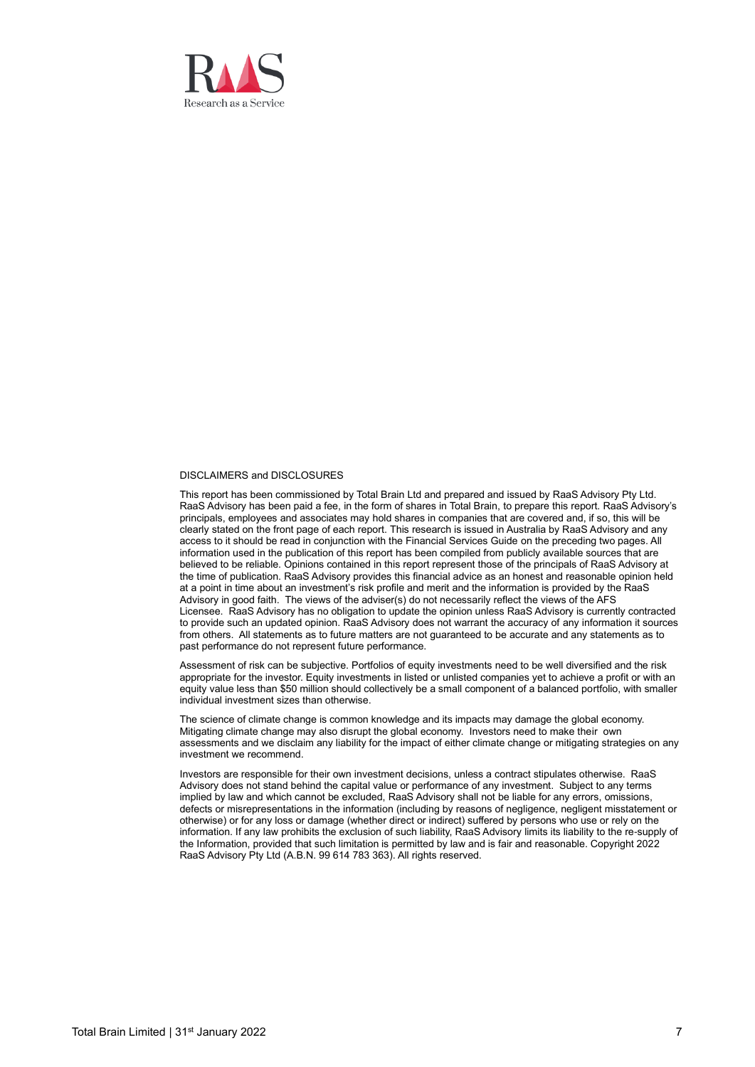RaaS
Research as a Service

DISCLAIMERS and DISCLOSURES

This report has been commissioned by Total Brain Ltd and prepared and issued by RaaS Advisory Pty Ltd. RaaS Advisory has been paid a fee, in the form of shares in Total Brain, to prepare this report. RaaS Advisory's principals, employees and associates may hold shares in companies that are covered and, if so, this will be clearly stated on the front page of each report. This research is issued in Australia by RaaS Advisory and any access to it should be read in conjunction with the Financial Services Guide on the preceding two pages. All information used in the publication of this report has been compiled from publicly available sources that are believed to be reliable. Opinions contained in this report represent those of the principals of RaaS Advisory at the time of publication. RaaS Advisory provides this financial advice as an honest and reasonable opinion held at a point in time about an investment's risk profile and merit and the information is provided by the RaaS Advisory in good faith. The views of the adviser(s) do not necessarily reflect the views of the AFS Licensee. RaaS Advisory has no obligation to update the opinion unless RaaS Advisory is currently contracted to provide such an updated opinion. RaaS Advisory does not warrant the accuracy of any information it sources from others. All statements as to future matters are not guaranteed to be accurate and any statements as to past performance do not represent future performance.

Assessment of risk can be subjective. Portfolios of equity investments need to be well diversified and the risk appropriate for the investor. Equity investments in listed or unlisted companies yet to achieve a profit or with an equity value less than $50 million should collectively be a small component of a balanced portfolio, with smaller individual investment sizes than otherwise.

The science of climate change is common knowledge and its impacts may damage the global economy. Mitigating climate change may also disrupt the global economy. Investors need to make their own assessments and we disclaim any liability for the impact of either climate change or mitigating strategies on any investment we recommend.

Investors are responsible for their own investment decisions, unless a contract stipulates otherwise. RaaS Advisory does not stand behind the capital value or performance of any investment. Subject to any terms implied by law and which cannot be excluded, RaaS Advisory shall not be liable for any errors, omissions, defects or misrepresentations in the information (including by reasons of negligence, negligent misstatement or otherwise) or for any loss or damage (whether direct or indirect) suffered by persons who use or rely on the information. If any law prohibits the exclusion of such liability, RaaS Advisory limits its liability to the re-supply of the Information, provided that such limitation is permitted by law and is fair and reasonable. Copyright 2022 RaaS Advisory Pty Ltd (A.B.N. 99 614 783 363). All rights reserved.